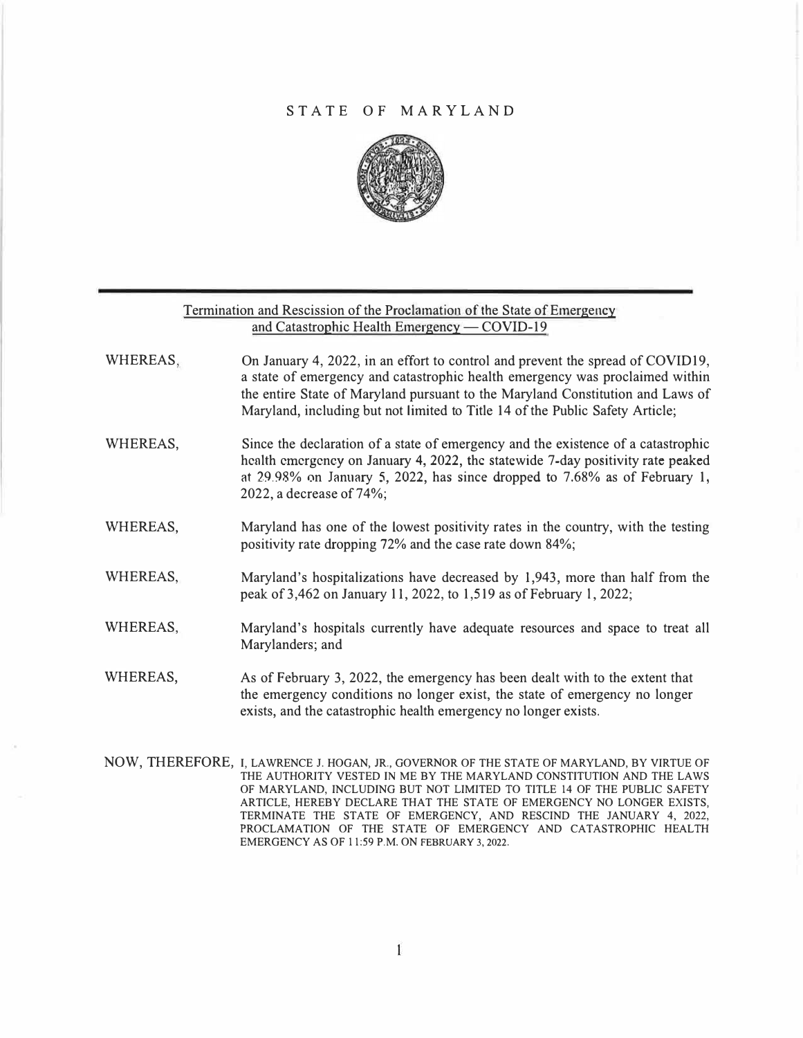# STATE OF MARYLAND

## Termination and Rescission of the Proclamation of the State of Emergency and Catastrophic Health Emergency — COVID-19

WHEREAS, On January 4, 2022, in an effort to control and prevent the spread of COVID19, a state of emergency and catastrophic health emergency was proclaimed within the entire State of Maryland pursuant to the Maryland Constitution and Laws of Maryland, including but not limited to Title 14 of the Public Safety Article;

WHEREAS, Since the declaration of a state of emergency and the existence of a catastrophic health emergency on January 4, 2022, the statewide 7-day positivity rate peaked at 29.98% on January 5, 2022, has since dropped to 7.68% as of February 1, 2022, a decrease of 74%;

WHEREAS, Maryland has one of the lowest positivity rates in the country, with the testing positivity rate dropping 72% and the case rate down 84%;

WHEREAS, Maryland's hospitalizations have decreased by 1,943, more than half from the peak of 3,462 on January 11, 2022, to 1,519 as of February 1, 2022;

WHEREAS, Maryland's hospitals currently have adequate resources and space to treat all Marylanders; and

WHEREAS, As of February 3, 2022, the emergency has been dealt with to the extent that the emergency conditions no longer exist, the state of emergency no longer exists, and the catastrophic health emergency no longer exists.

NOW, THEREFORE, I, LAWRENCE J. HOGAN, JR., GOVERNOR OF THE STATE OF MARYLAND, BY VIRTUE OF THE AUTHORITY VESTED IN ME BY THE MARYLAND CONSTITUTION AND THE LAWS OF MARYLAND, INCLUDING BUT NOT LIMITED TO TITLE 14 OF THE PUBLIC SAFETY ARTICLE, HEREBY DECLARE THAT THE STATE OF EMERGENCY NO LONGER EXISTS, TERMINATE THE STATE OF EMERGENCY, AND RESCIND THE JANUARY 4, 2022, PROCLAMATION OF THE STATE OF EMERGENCY AND CATASTROPHIC HEALTH EMERGENCY AS OF 11:59 P.M. ON FEBRUARY 3, 2022.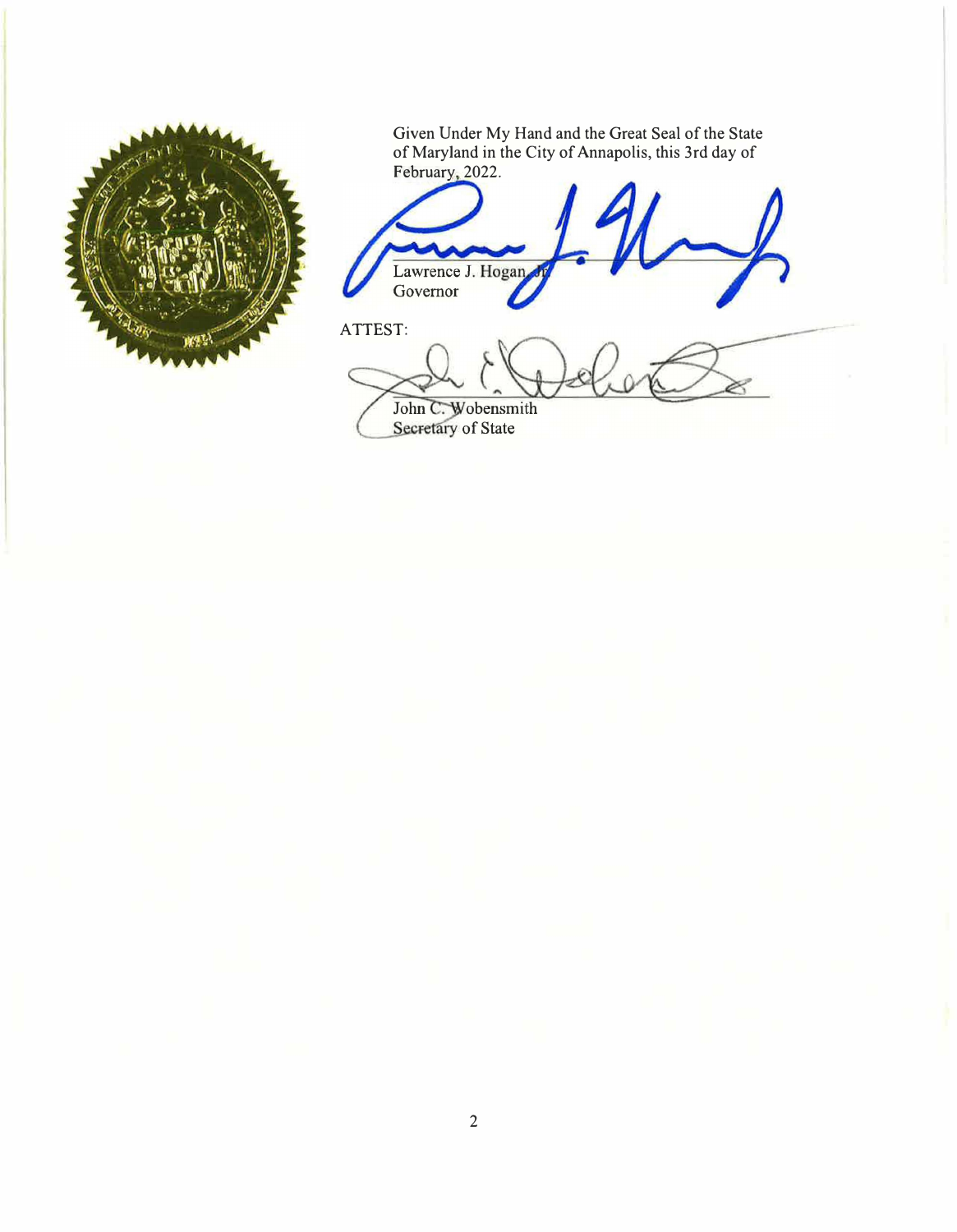Given Under My Hand and the Great Seal of the State of Maryland in the City of Annapolis, this 3rd day of February, 2022.

Lawrence J. Hogan, Jr.
Governor

ATTEST:

John C. Wobensmith
Secretary of State